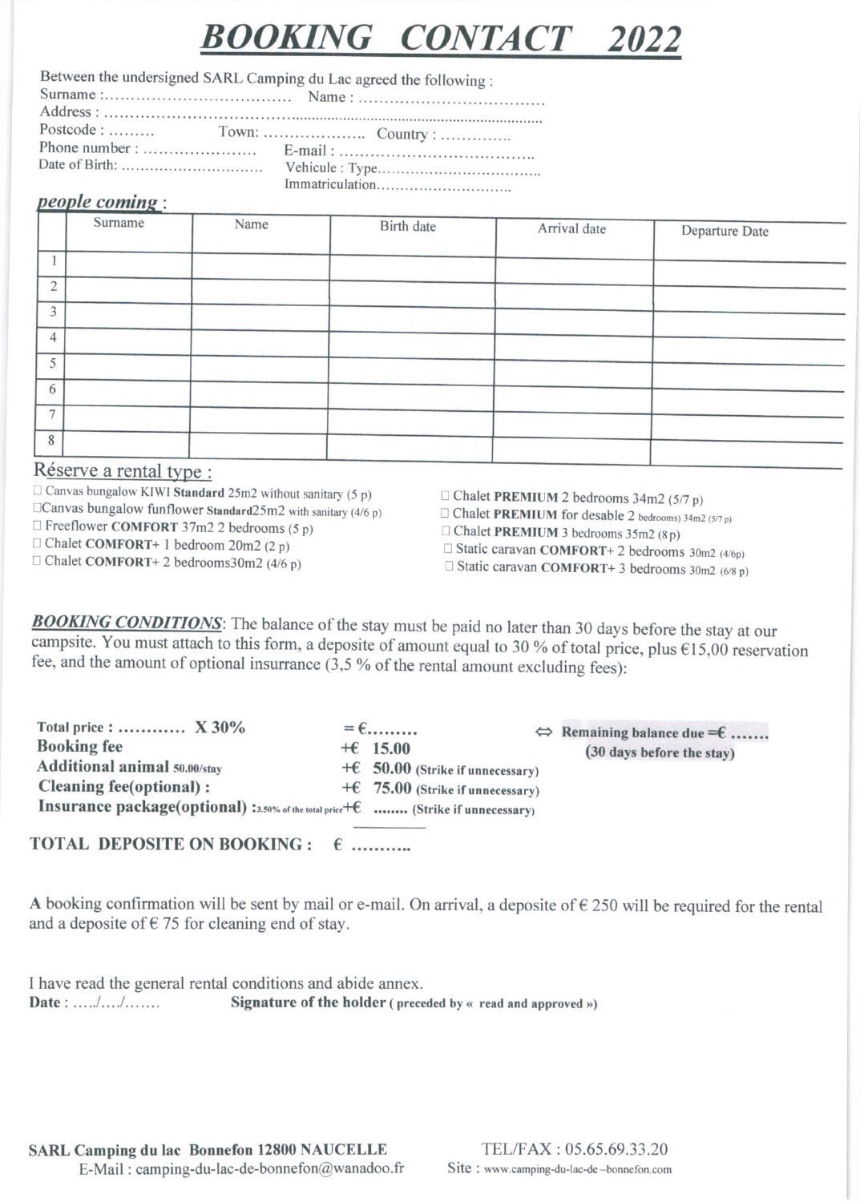# BOOKING CONTACT 2022

Between the undersigned SARL Camping du Lac agreed the following :

Surname :……………………………… Name : ………………………………

Address : ……………………………………………………………………………………

Postcode : ……… Town: ……………….. Country : …………..

Phone number : ………………… E-mail : ………………………………..

Date of Birth: ………………………… Vehicule : Type……………………………..

Immatriculation………………………..

## *people coming* :

| | Surname | Name | Birth date | Arrival date | Departure Date |
|---|---|---|---|---|---|
| 1 | | | | | |
| 2 | | | | | |
| 3 | | | | | |
| 4 | | | | | |
| 5 | | | | | |
| 6 | | | | | |
| 7 | | | | | |
| 8 | | | | | |

## Réserve a rental type :

- ☐ Canvas bungalow KIWI **Standard** 25m2 without sanitary (5 p)
- ☐Canvas bungalow funflower **Standard**25m2 with sanitary (4/6 p)
- ☐ Freeflower **COMFORT** 37m2 2 bedrooms (5 p)
- ☐ Chalet **COMFORT**+ 1 bedroom 20m2 (2 p)
- ☐ Chalet **COMFORT**+ 2 bedrooms30m2 (4/6 p)
- ☐ Chalet **PREMIUM** 2 bedrooms 34m2 (5/7 p)
- ☐ Chalet **PREMIUM** for desable 2 bedrooms) 34m2 (5/7 p)
- ☐ Chalet **PREMIUM** 3 bedrooms 35m2 (8 p)
- ☐ Static caravan **COMFORT**+ 2 bedrooms 30m2 (4/6p)
- ☐ Static caravan **COMFORT**+ 3 bedrooms 30m2 (6/8 p)

***BOOKING CONDITIONS***: The balance of the stay must be paid no later than 30 days before the stay at our campsite. You must attach to this form, a deposite of amount equal to 30 % of total price, plus €15,00 reservation fee, and the amount of optional insurrance (3,5 % of the rental amount excluding fees):

**Total price : ………… X 30%** = €……… ⇔ **Remaining balance due =€ …….** **(30 days before the stay)**

**Booking fee** +€ 15.00

**Additional animal** 50.00/stay +€ **50.00** (Strike if unnecessary)

**Cleaning fee(optional) :** +€ **75.00** (Strike if unnecessary)

**Insurance package(optional) :**3.50% of the total price+€ …….. (Strike if unnecessary)

**TOTAL DEPOSITE ON BOOKING :** € ………..

A booking confirmation will be sent by mail or e-mail. On arrival, a deposite of € 250 will be required for the rental and a deposite of € 75 for cleaning end of stay.

I have read the general rental conditions and abide annex.

**Date** : …../…./……. **Signature of the holder** ( preceded by « read and approved »)

**SARL Camping du lac Bonnefon 12800 NAUCELLE**
E-Mail : camping-du-lac-de-bonnefon@wanadoo.fr

TEL/FAX : 05.65.69.33.20
Site : www.camping-du-lac-de –bonnefon.com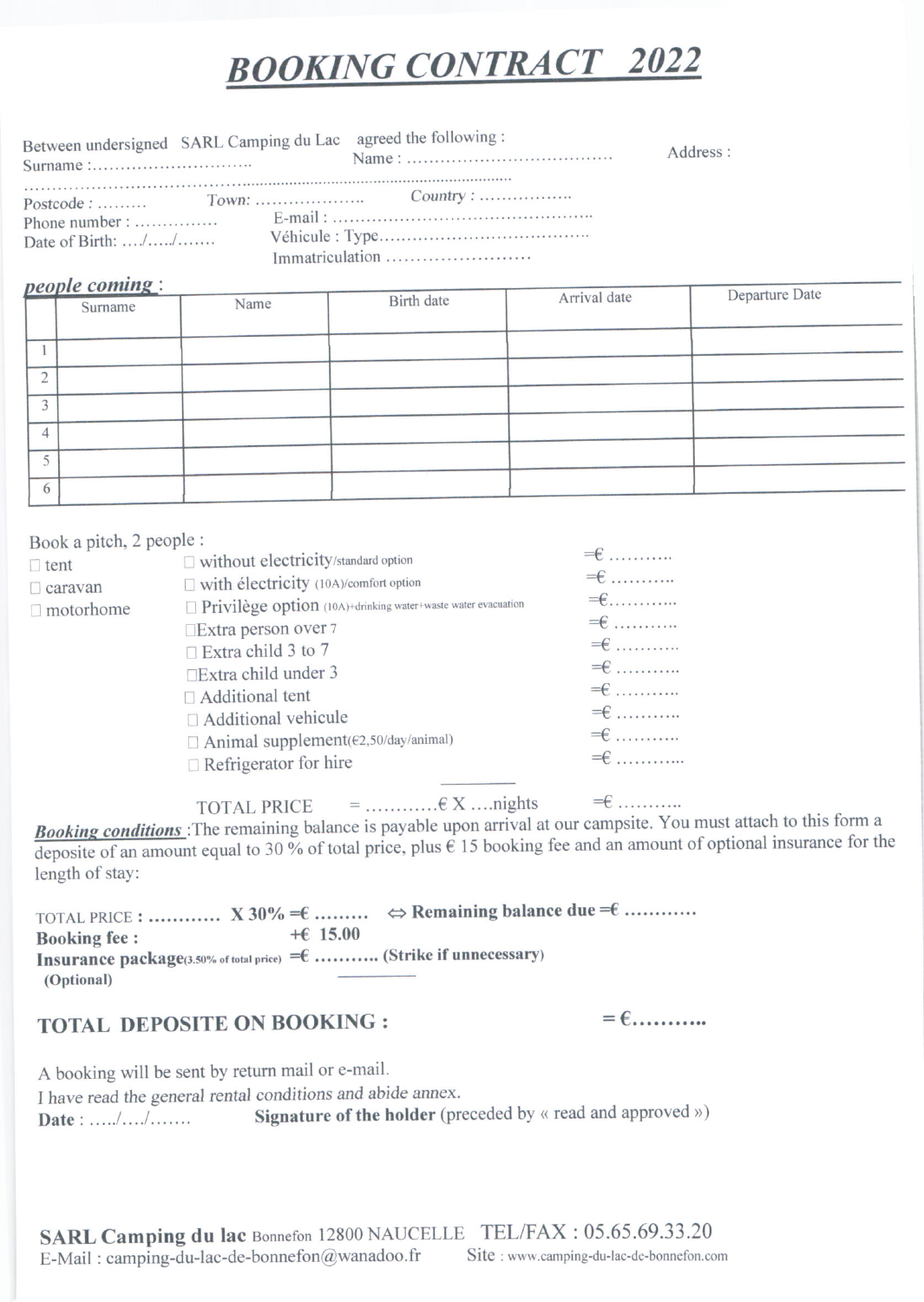# BOOKING CONTRACT 2022

Between undersigned SARL Camping du Lac agreed the following :

Surname :………………………… Name : ………………………………… Address :

………………………………………………………………………………………

Postcode : ……… Town: ……………….. Country : ……………..

Phone number : …………… E-mail : ………………………………………….

Date of Birth: …./…../……. Véhicule : Type…………………………………

Immatriculation ……………………

***people coming*** :

| | Surname | Name | Birth date | Arrival date | Departure Date |
|---|---|---|---|---|---|
| 1 | | | | | |
| 2 | | | | | |
| 3 | | | | | |
| 4 | | | | | |
| 5 | | | | | |
| 6 | | | | | |

Book a pitch, 2 people :

| | | |
|---|---|---|
| □ tent | □ without electricity/standard option | =€ ………. |
| □ caravan | □ with électricity (10A)/comfort option | =€ ………. |
| □ motorhome | □ Privilège option (10A)+drinking water+waste water evacuation | =€………. |
| | □Extra person over 7 | =€ ………. |
| | □ Extra child 3 to 7 | =€ ………. |
| | □Extra child under 3 | =€ ………. |
| | □ Additional tent | =€ ………. |
| | □ Additional vehicule | =€ ………. |
| | □ Animal supplement(€2,50/day/animal) | =€ ………. |
| | □ Refrigerator for hire | =€ ………. |

TOTAL PRICE = ………..€ X ….nights =€ ……….

***Booking conditions*** :The remaining balance is payable upon arrival at our campsite. You must attach to this form a deposit of an amount equal to 30 % of total price, plus € 15 booking fee and an amount of optional insurance for the length of stay:

TOTAL PRICE : ……….. **X 30% =€ ……… ⇔ Remaining balance due =€ …………**

**Booking fee : +€ 15.00**

**Insurance package**(3.50% of total price) **=€ ………. (Strike if unnecessary)**

**(Optional)**

**TOTAL DEPOSITE ON BOOKING : = €………..**

A booking will be sent by return mail or e-mail.

I have read the general rental conditions and abide annex.

**Date** : …../…./……. **Signature of the holder** (preceded by « read and approved »)

**SARL Camping du lac** Bonnefon 12800 NAUCELLE TEL/FAX : 05.65.69.33.20

E-Mail : camping-du-lac-de-bonnefon@wanadoo.fr Site : www.camping-du-lac-de-bonnefon.com